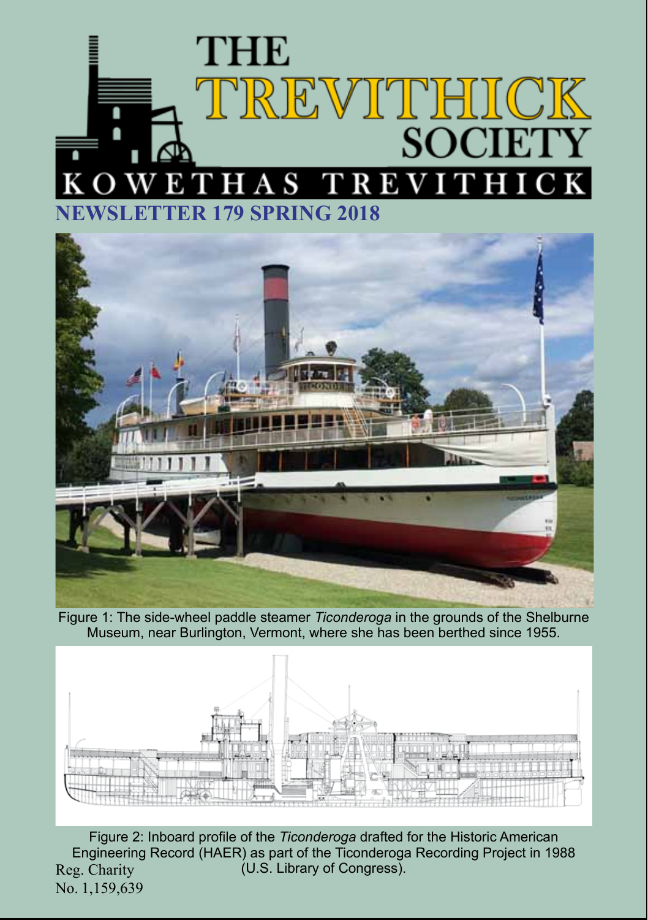# THE TREVITHICK SOCIETY

KOWETHAS TREVITHICK

## NEWSLETTER 179 SPRING 2018

Figure 1: The side-wheel paddle steamer *Ticonderoga* in the grounds of the Shelburne Museum, near Burlington, Vermont, where she has been berthed since 1955.

Figure 2: Inboard profile of the *Ticonderoga* drafted for the Historic American Engineering Record (HAER) as part of the Ticonderoga Recording Project in 1988 (U.S. Library of Congress).

Reg. Charity
No. 1,159,639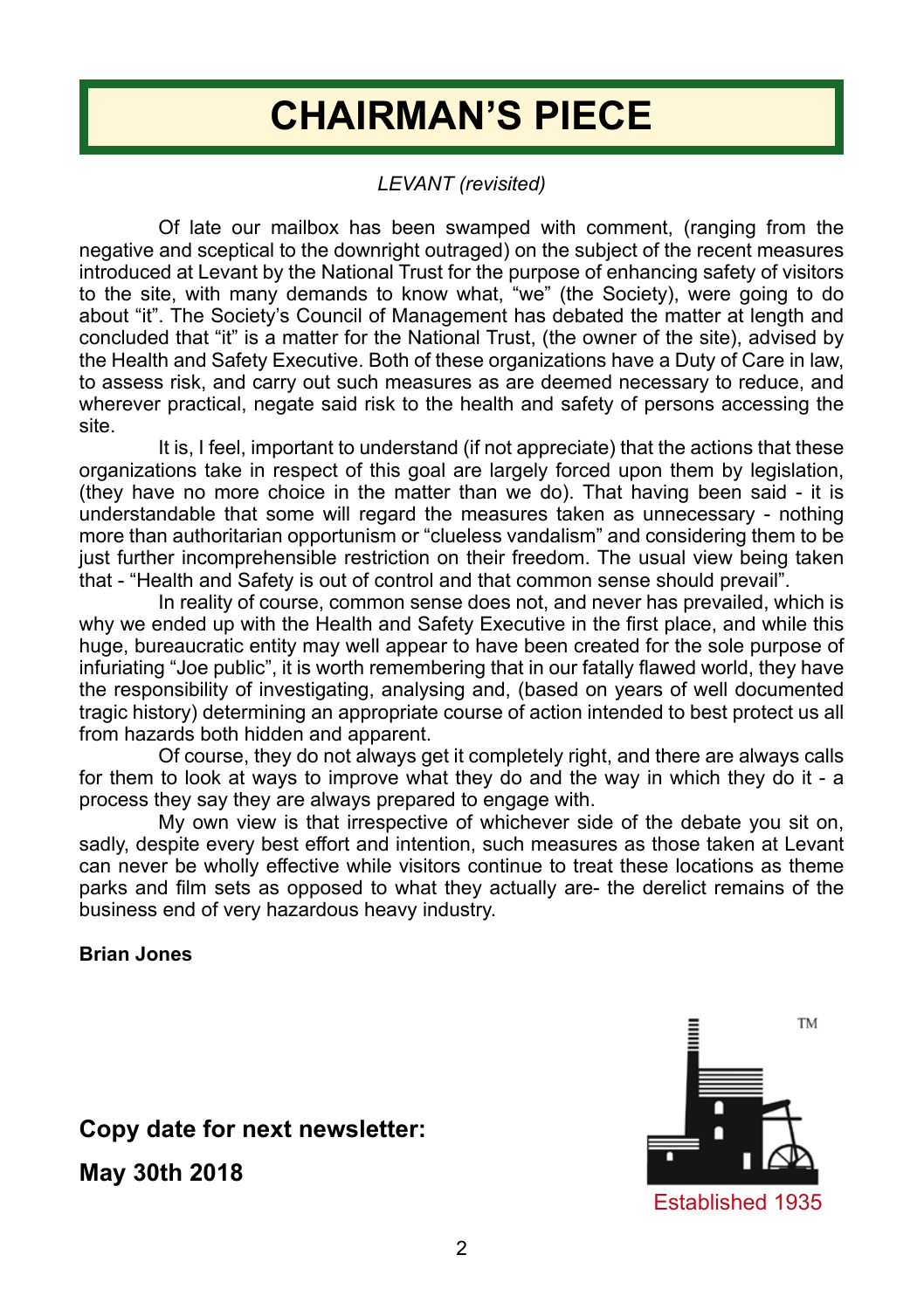# CHAIRMAN'S PIECE

*LEVANT (revisited)*

Of late our mailbox has been swamped with comment, (ranging from the negative and sceptical to the downright outraged) on the subject of the recent measures introduced at Levant by the National Trust for the purpose of enhancing safety of visitors to the site, with many demands to know what, "we" (the Society), were going to do about "it". The Society's Council of Management has debated the matter at length and concluded that "it" is a matter for the National Trust, (the owner of the site), advised by the Health and Safety Executive. Both of these organizations have a Duty of Care in law, to assess risk, and carry out such measures as are deemed necessary to reduce, and wherever practical, negate said risk to the health and safety of persons accessing the site.

It is, I feel, important to understand (if not appreciate) that the actions that these organizations take in respect of this goal are largely forced upon them by legislation, (they have no more choice in the matter than we do). That having been said - it is understandable that some will regard the measures taken as unnecessary - nothing more than authoritarian opportunism or "clueless vandalism" and considering them to be just further incomprehensible restriction on their freedom. The usual view being taken that - "Health and Safety is out of control and that common sense should prevail".

In reality of course, common sense does not, and never has prevailed, which is why we ended up with the Health and Safety Executive in the first place, and while this huge, bureaucratic entity may well appear to have been created for the sole purpose of infuriating "Joe public", it is worth remembering that in our fatally flawed world, they have the responsibility of investigating, analysing and, (based on years of well documented tragic history) determining an appropriate course of action intended to best protect us all from hazards both hidden and apparent.

Of course, they do not always get it completely right, and there are always calls for them to look at ways to improve what they do and the way in which they do it - a process they say they are always prepared to engage with.

My own view is that irrespective of whichever side of the debate you sit on, sadly, despite every best effort and intention, such measures as those taken at Levant can never be wholly effective while visitors continue to treat these locations as theme parks and film sets as opposed to what they actually are- the derelict remains of the business end of very hazardous heavy industry.

**Brian Jones**

**Copy date for next newsletter:**

**May 30th 2018**

TM

Established 1935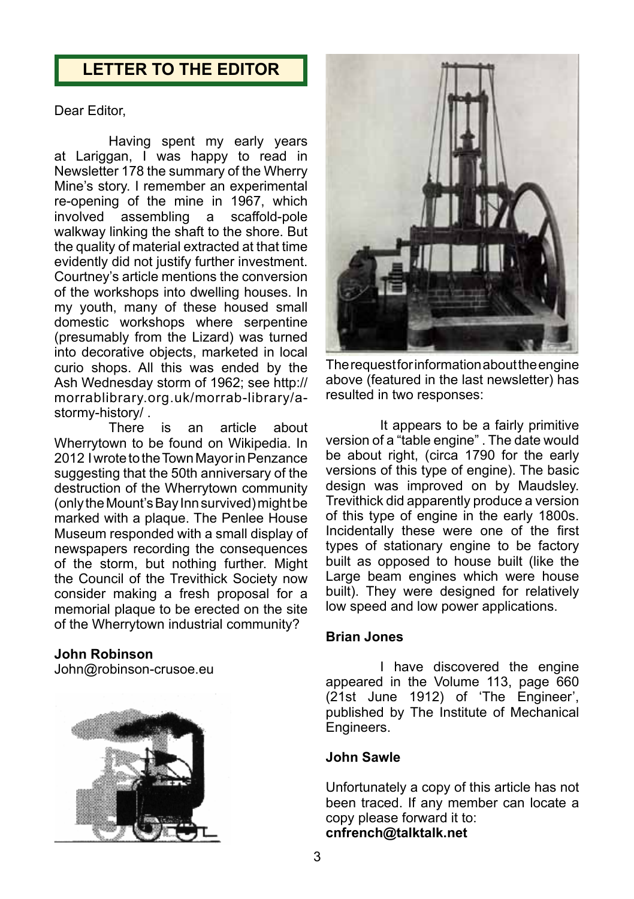## LETTER TO THE EDITOR

Dear Editor,

Having spent my early years at Lariggan, I was happy to read in Newsletter 178 the summary of the Wherry Mine's story. I remember an experimental re-opening of the mine in 1967, which involved assembling a scaffold-pole walkway linking the shaft to the shore. But the quality of material extracted at that time evidently did not justify further investment. Courtney's article mentions the conversion of the workshops into dwelling houses. In my youth, many of these housed small domestic workshops where serpentine (presumably from the Lizard) was turned into decorative objects, marketed in local curio shops. All this was ended by the Ash Wednesday storm of 1962; see http://morrablibrary.org.uk/morrab-library/a-stormy-history/ .

There is an article about Wherrytown to be found on Wikipedia. In 2012 I wrote to the Town Mayor in Penzance suggesting that the 50th anniversary of the destruction of the Wherrytown community (only the Mount's Bay Inn survived) might be marked with a plaque. The Penlee House Museum responded with a small display of newspapers recording the consequences of the storm, but nothing further. Might the Council of the Trevithick Society now consider making a fresh proposal for a memorial plaque to be erected on the site of the Wherrytown industrial community?

**John Robinson**
John@robinson-crusoe.eu

The request for information about the engine above (featured in the last newsletter) has resulted in two responses:

It appears to be a fairly primitive version of a "table engine" . The date would be about right, (circa 1790 for the early versions of this type of engine). The basic design was improved on by Maudsley. Trevithick did apparently produce a version of this type of engine in the early 1800s. Incidentally these were one of the first types of stationary engine to be factory built as opposed to house built (like the Large beam engines which were house built). They were designed for relatively low speed and low power applications.

**Brian Jones**

I have discovered the engine appeared in the Volume 113, page 660 (21st June 1912) of 'The Engineer', published by The Institute of Mechanical Engineers.

**John Sawle**

Unfortunately a copy of this article has not been traced. If any member can locate a copy please forward it to:
**cnfrench@talktalk.net**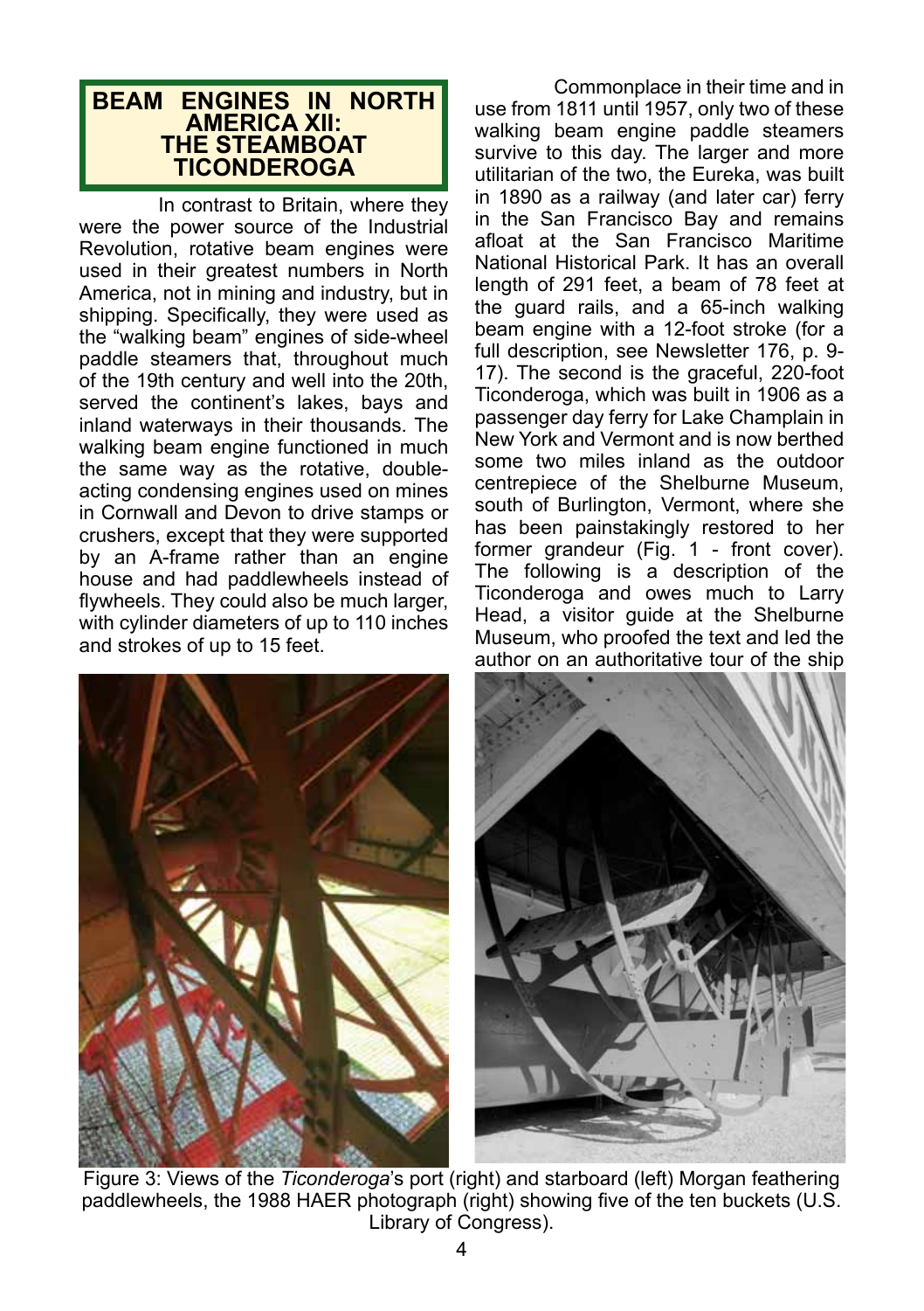## BEAM ENGINES IN NORTH AMERICA XII: THE STEAMBOAT TICONDEROGA

In contrast to Britain, where they were the power source of the Industrial Revolution, rotative beam engines were used in their greatest numbers in North America, not in mining and industry, but in shipping. Specifically, they were used as the "walking beam" engines of side-wheel paddle steamers that, throughout much of the 19th century and well into the 20th, served the continent's lakes, bays and inland waterways in their thousands. The walking beam engine functioned in much the same way as the rotative, double-acting condensing engines used on mines in Cornwall and Devon to drive stamps or crushers, except that they were supported by an A-frame rather than an engine house and had paddlewheels instead of flywheels. They could also be much larger, with cylinder diameters of up to 110 inches and strokes of up to 15 feet.

Commonplace in their time and in use from 1811 until 1957, only two of these walking beam engine paddle steamers survive to this day. The larger and more utilitarian of the two, the Eureka, was built in 1890 as a railway (and later car) ferry in the San Francisco Bay and remains afloat at the San Francisco Maritime National Historical Park. It has an overall length of 291 feet, a beam of 78 feet at the guard rails, and a 65-inch walking beam engine with a 12-foot stroke (for a full description, see Newsletter 176, p. 9-17). The second is the graceful, 220-foot Ticonderoga, which was built in 1906 as a passenger day ferry for Lake Champlain in New York and Vermont and is now berthed some two miles inland as the outdoor centrepiece of the Shelburne Museum, south of Burlington, Vermont, where she has been painstakingly restored to her former grandeur (Fig. 1 - front cover). The following is a description of the Ticonderoga and owes much to Larry Head, a visitor guide at the Shelburne Museum, who proofed the text and led the author on an authoritative tour of the ship

Figure 3: Views of the *Ticonderoga*'s port (right) and starboard (left) Morgan feathering paddlewheels, the 1988 HAER photograph (right) showing five of the ten buckets (U.S. Library of Congress).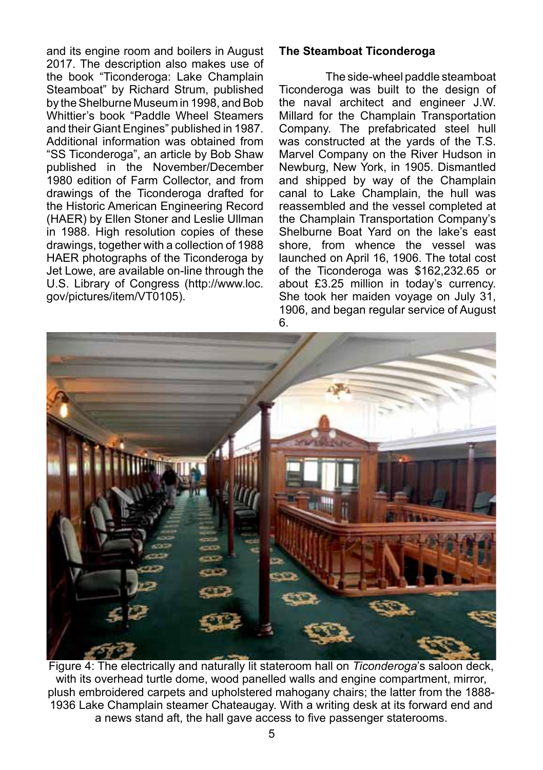and its engine room and boilers in August 2017. The description also makes use of the book "Ticonderoga: Lake Champlain Steamboat" by Richard Strum, published by the Shelburne Museum in 1998, and Bob Whittier's book "Paddle Wheel Steamers and their Giant Engines" published in 1987. Additional information was obtained from "SS Ticonderoga", an article by Bob Shaw published in the November/December 1980 edition of Farm Collector, and from drawings of the Ticonderoga drafted for the Historic American Engineering Record (HAER) by Ellen Stoner and Leslie Ullman in 1988. High resolution copies of these drawings, together with a collection of 1988 HAER photographs of the Ticonderoga by Jet Lowe, are available on-line through the U.S. Library of Congress (http://www.loc.gov/pictures/item/VT0105).

**The Steamboat Ticonderoga**

The side-wheel paddle steamboat Ticonderoga was built to the design of the naval architect and engineer J.W. Millard for the Champlain Transportation Company. The prefabricated steel hull was constructed at the yards of the T.S. Marvel Company on the River Hudson in Newburg, New York, in 1905. Dismantled and shipped by way of the Champlain canal to Lake Champlain, the hull was reassembled and the vessel completed at the Champlain Transportation Company's Shelburne Boat Yard on the lake's east shore, from whence the vessel was launched on April 16, 1906. The total cost of the Ticonderoga was $162,232.65 or about £3.25 million in today's currency. She took her maiden voyage on July 31, 1906, and began regular service of August 6.

Figure 4: The electrically and naturally lit stateroom hall on *Ticonderoga*'s saloon deck, with its overhead turtle dome, wood panelled walls and engine compartment, mirror, plush embroidered carpets and upholstered mahogany chairs; the latter from the 1888-1936 Lake Champlain steamer Chateaugay. With a writing desk at its forward end and a news stand aft, the hall gave access to five passenger staterooms.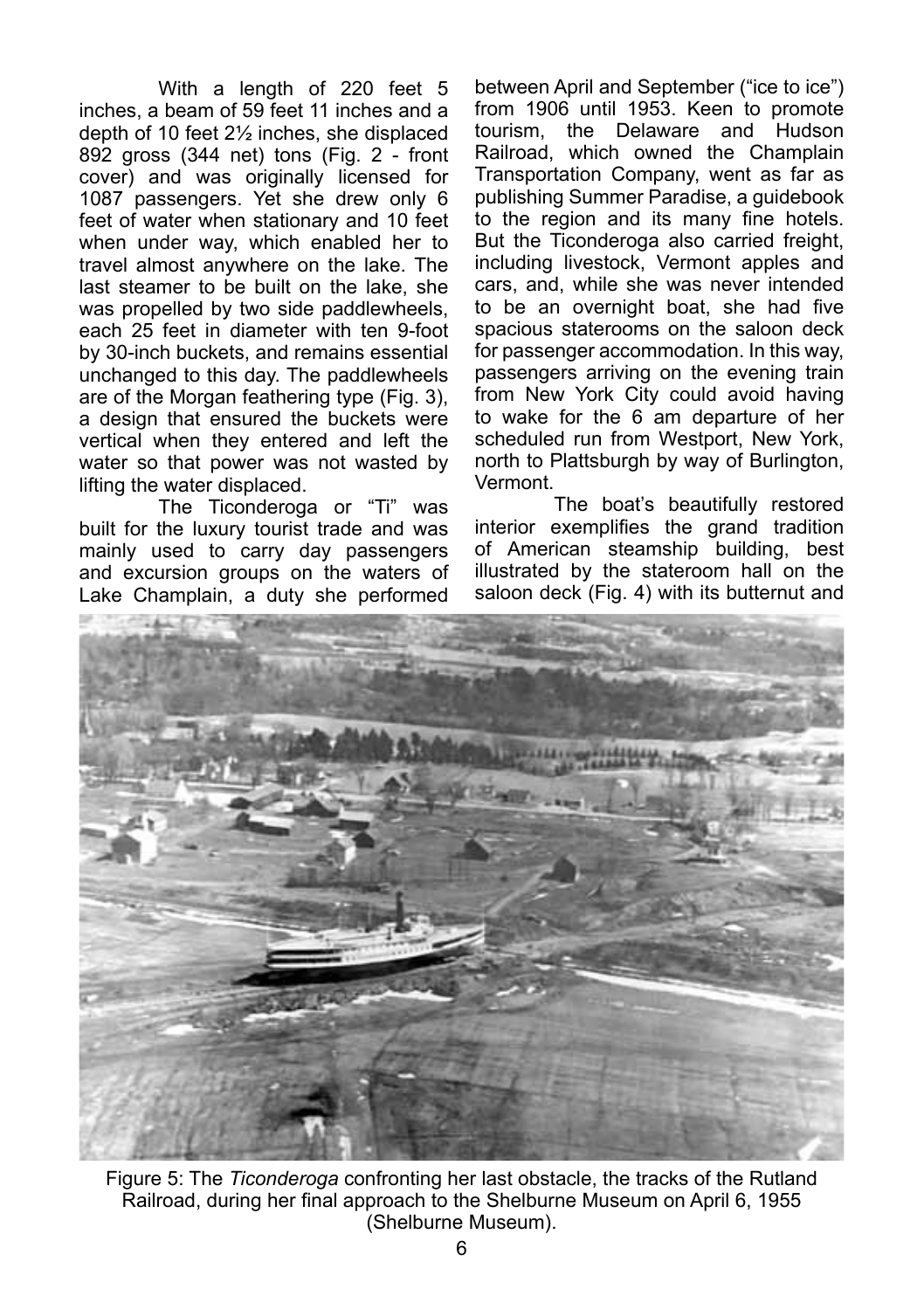With a length of 220 feet 5 inches, a beam of 59 feet 11 inches and a depth of 10 feet 2½ inches, she displaced 892 gross (344 net) tons (Fig. 2 - front cover) and was originally licensed for 1087 passengers. Yet she drew only 6 feet of water when stationary and 10 feet when under way, which enabled her to travel almost anywhere on the lake. The last steamer to be built on the lake, she was propelled by two side paddlewheels, each 25 feet in diameter with ten 9-foot by 30-inch buckets, and remains essential unchanged to this day. The paddlewheels are of the Morgan feathering type (Fig. 3), a design that ensured the buckets were vertical when they entered and left the water so that power was not wasted by lifting the water displaced.

The Ticonderoga or "Ti" was built for the luxury tourist trade and was mainly used to carry day passengers and excursion groups on the waters of Lake Champlain, a duty she performed between April and September ("ice to ice") from 1906 until 1953. Keen to promote tourism, the Delaware and Hudson Railroad, which owned the Champlain Transportation Company, went as far as publishing Summer Paradise, a guidebook to the region and its many fine hotels. But the Ticonderoga also carried freight, including livestock, Vermont apples and cars, and, while she was never intended to be an overnight boat, she had five spacious staterooms on the saloon deck for passenger accommodation. In this way, passengers arriving on the evening train from New York City could avoid having to wake for the 6 am departure of her scheduled run from Westport, New York, north to Plattsburgh by way of Burlington, Vermont.

The boat's beautifully restored interior exemplifies the grand tradition of American steamship building, best illustrated by the stateroom hall on the saloon deck (Fig. 4) with its butternut and

Figure 5: The *Ticonderoga* confronting her last obstacle, the tracks of the Rutland Railroad, during her final approach to the Shelburne Museum on April 6, 1955 (Shelburne Museum).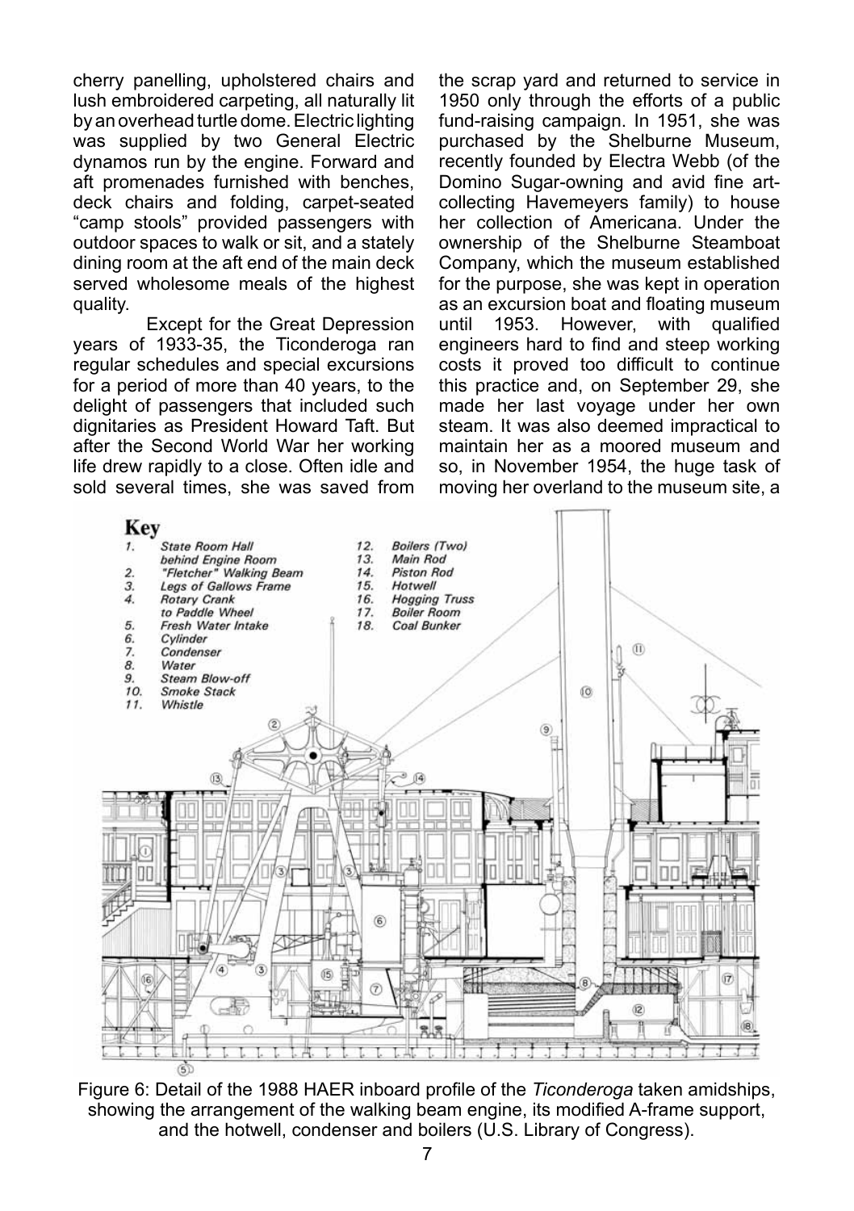cherry panelling, upholstered chairs and lush embroidered carpeting, all naturally lit by an overhead turtle dome. Electric lighting was supplied by two General Electric dynamos run by the engine. Forward and aft promenades furnished with benches, deck chairs and folding, carpet-seated "camp stools" provided passengers with outdoor spaces to walk or sit, and a stately dining room at the aft end of the main deck served wholesome meals of the highest quality.

Except for the Great Depression years of 1933-35, the Ticonderoga ran regular schedules and special excursions for a period of more than 40 years, to the delight of passengers that included such dignitaries as President Howard Taft. But after the Second World War her working life drew rapidly to a close. Often idle and sold several times, she was saved from the scrap yard and returned to service in 1950 only through the efforts of a public fund-raising campaign. In 1951, she was purchased by the Shelburne Museum, recently founded by Electra Webb (of the Domino Sugar-owning and avid fine art-collecting Havemeyers family) to house her collection of Americana. Under the ownership of the Shelburne Steamboat Company, which the museum established for the purpose, she was kept in operation as an excursion boat and floating museum until 1953. However, with qualified engineers hard to find and steep working costs it proved too difficult to continue this practice and, on September 29, she made her last voyage under her own steam. It was also deemed impractical to maintain her as a moored museum and so, in November 1954, the huge task of moving her overland to the museum site, a

Figure 6: Detail of the 1988 HAER inboard profile of the *Ticonderoga* taken amidships, showing the arrangement of the walking beam engine, its modified A-frame support, and the hotwell, condenser and boilers (U.S. Library of Congress).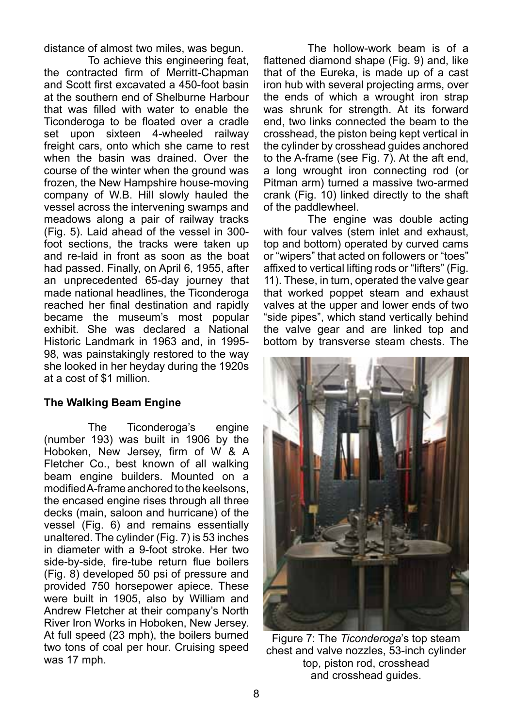distance of almost two miles, was begun.

To achieve this engineering feat, the contracted firm of Merritt-Chapman and Scott first excavated a 450-foot basin at the southern end of Shelburne Harbour that was filled with water to enable the Ticonderoga to be floated over a cradle set upon sixteen 4-wheeled railway freight cars, onto which she came to rest when the basin was drained. Over the course of the winter when the ground was frozen, the New Hampshire house-moving company of W.B. Hill slowly hauled the vessel across the intervening swamps and meadows along a pair of railway tracks (Fig. 5). Laid ahead of the vessel in 300-foot sections, the tracks were taken up and re-laid in front as soon as the boat had passed. Finally, on April 6, 1955, after an unprecedented 65-day journey that made national headlines, the Ticonderoga reached her final destination and rapidly became the museum's most popular exhibit. She was declared a National Historic Landmark in 1963 and, in 1995-98, was painstakingly restored to the way she looked in her heyday during the 1920s at a cost of $1 million.

**The Walking Beam Engine**

The Ticonderoga's engine (number 193) was built in 1906 by the Hoboken, New Jersey, firm of W & A Fletcher Co., best known of all walking beam engine builders. Mounted on a modified A-frame anchored to the keelsons, the encased engine rises through all three decks (main, saloon and hurricane) of the vessel (Fig. 6) and remains essentially unaltered. The cylinder (Fig. 7) is 53 inches in diameter with a 9-foot stroke. Her two side-by-side, fire-tube return flue boilers (Fig. 8) developed 50 psi of pressure and provided 750 horsepower apiece. These were built in 1905, also by William and Andrew Fletcher at their company's North River Iron Works in Hoboken, New Jersey. At full speed (23 mph), the boilers burned two tons of coal per hour. Cruising speed was 17 mph.

The hollow-work beam is of a flattened diamond shape (Fig. 9) and, like that of the Eureka, is made up of a cast iron hub with several projecting arms, over the ends of which a wrought iron strap was shrunk for strength. At its forward end, two links connected the beam to the crosshead, the piston being kept vertical in the cylinder by crosshead guides anchored to the A-frame (see Fig. 7). At the aft end, a long wrought iron connecting rod (or Pitman arm) turned a massive two-armed crank (Fig. 10) linked directly to the shaft of the paddlewheel.

The engine was double acting with four valves (stem inlet and exhaust, top and bottom) operated by curved cams or "wipers" that acted on followers or "toes" affixed to vertical lifting rods or "lifters" (Fig. 11). These, in turn, operated the valve gear that worked poppet steam and exhaust valves at the upper and lower ends of two "side pipes", which stand vertically behind the valve gear and are linked top and bottom by transverse steam chests. The

Figure 7: The *Ticonderoga*'s top steam chest and valve nozzles, 53-inch cylinder top, piston rod, crosshead and crosshead guides.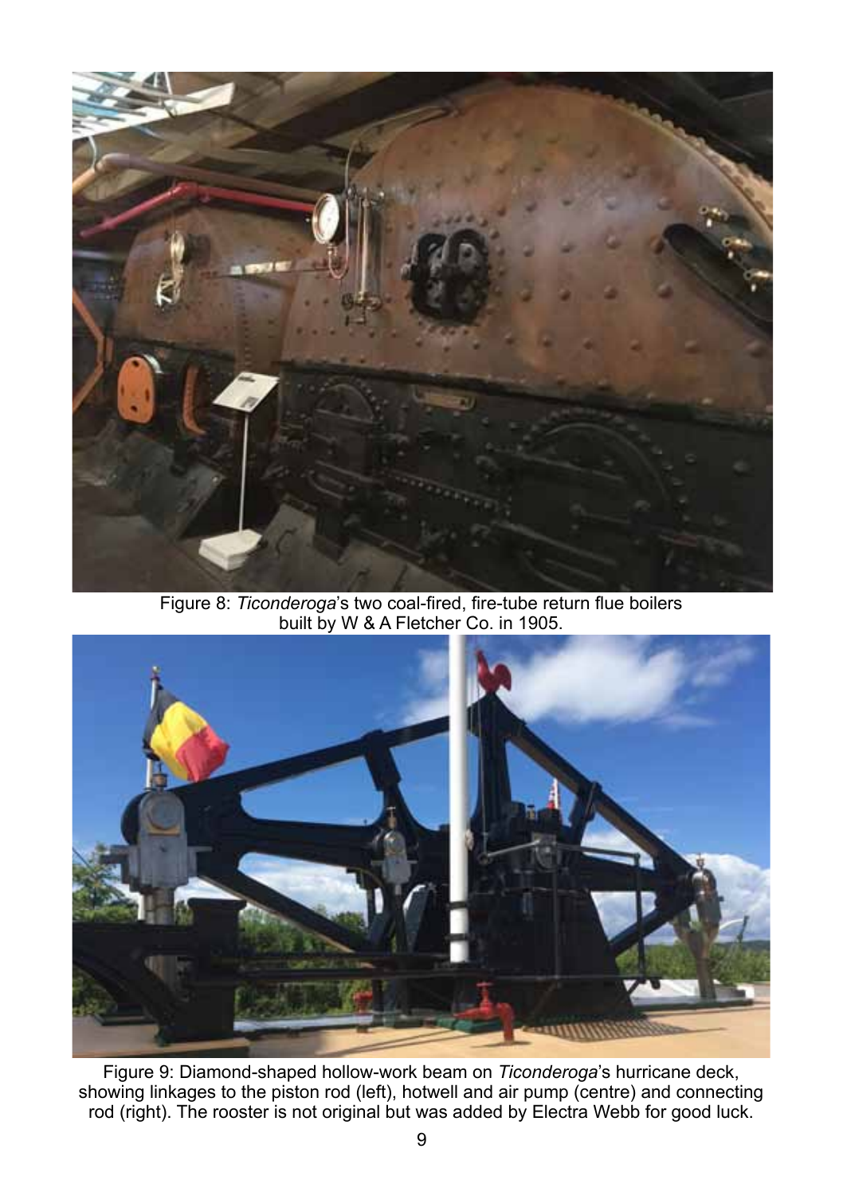Figure 8: *Ticonderoga*'s two coal-fired, fire-tube return flue boilers built by W & A Fletcher Co. in 1905.

Figure 9: Diamond-shaped hollow-work beam on *Ticonderoga*'s hurricane deck, showing linkages to the piston rod (left), hotwell and air pump (centre) and connecting rod (right). The rooster is not original but was added by Electra Webb for good luck.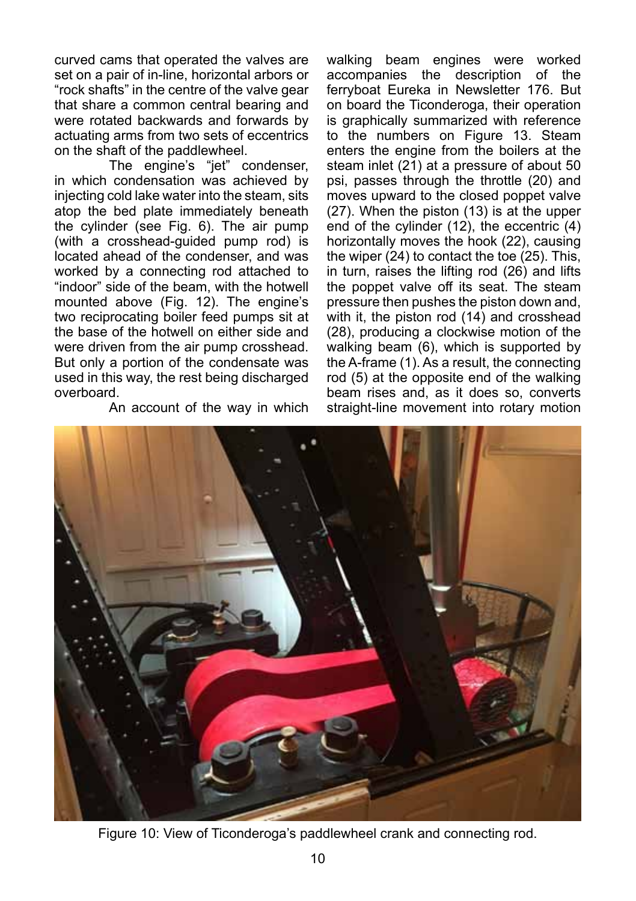curved cams that operated the valves are set on a pair of in-line, horizontal arbors or "rock shafts" in the centre of the valve gear that share a common central bearing and were rotated backwards and forwards by actuating arms from two sets of eccentrics on the shaft of the paddlewheel.

The engine's "jet" condenser, in which condensation was achieved by injecting cold lake water into the steam, sits atop the bed plate immediately beneath the cylinder (see Fig. 6). The air pump (with a crosshead-guided pump rod) is located ahead of the condenser, and was worked by a connecting rod attached to "indoor" side of the beam, with the hotwell mounted above (Fig. 12). The engine's two reciprocating boiler feed pumps sit at the base of the hotwell on either side and were driven from the air pump crosshead. But only a portion of the condensate was used in this way, the rest being discharged overboard.

An account of the way in which walking beam engines were worked accompanies the description of the ferryboat Eureka in Newsletter 176. But on board the Ticonderoga, their operation is graphically summarized with reference to the numbers on Figure 13. Steam enters the engine from the boilers at the steam inlet (21) at a pressure of about 50 psi, passes through the throttle (20) and moves upward to the closed poppet valve (27). When the piston (13) is at the upper end of the cylinder (12), the eccentric (4) horizontally moves the hook (22), causing the wiper (24) to contact the toe (25). This, in turn, raises the lifting rod (26) and lifts the poppet valve off its seat. The steam pressure then pushes the piston down and, with it, the piston rod (14) and crosshead (28), producing a clockwise motion of the walking beam (6), which is supported by the A-frame (1). As a result, the connecting rod (5) at the opposite end of the walking beam rises and, as it does so, converts straight-line movement into rotary motion

Figure 10: View of Ticonderoga's paddlewheel crank and connecting rod.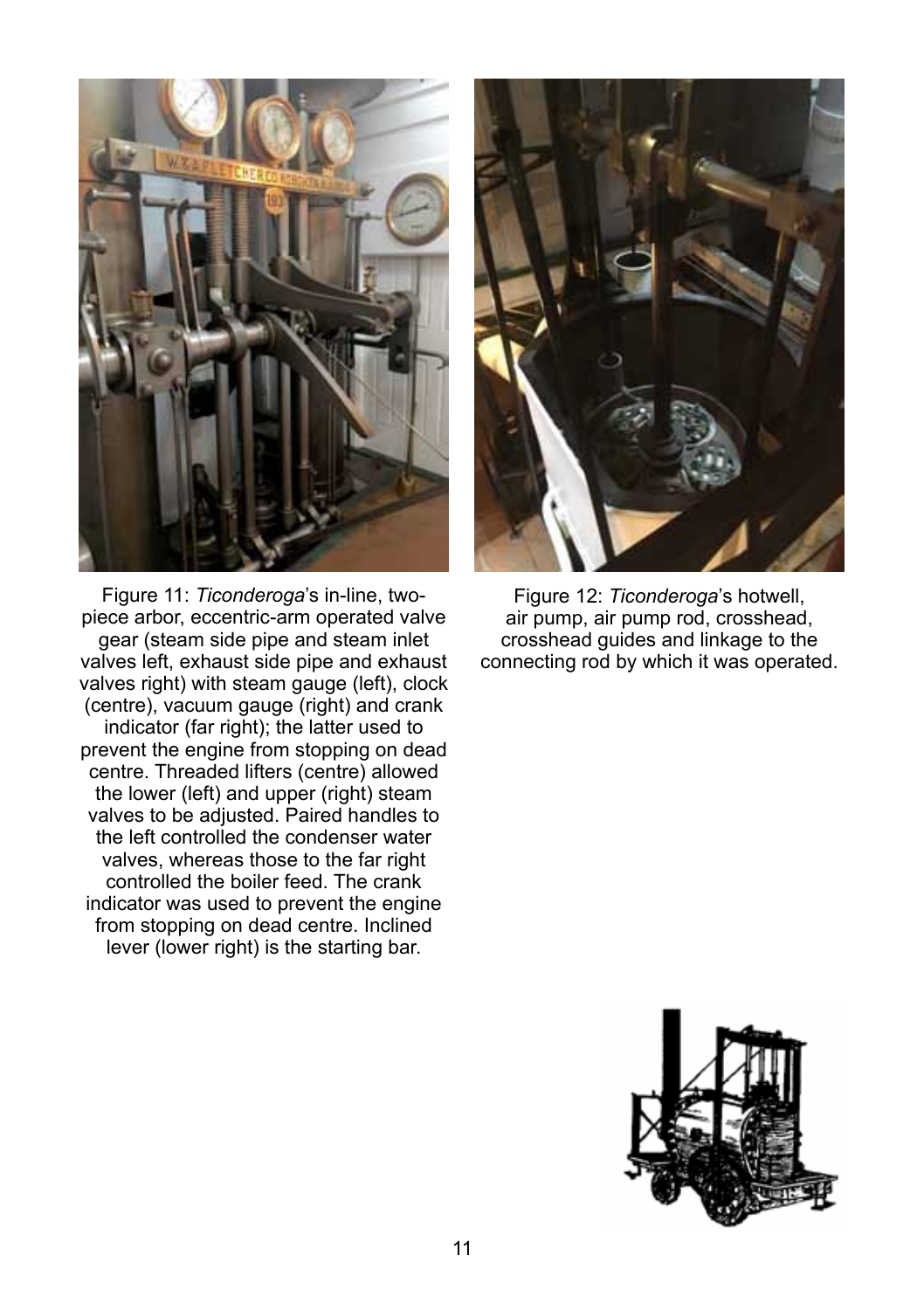Figure 11: *Ticonderoga*'s in-line, two-piece arbor, eccentric-arm operated valve gear (steam side pipe and steam inlet valves left, exhaust side pipe and exhaust valves right) with steam gauge (left), clock (centre), vacuum gauge (right) and crank indicator (far right); the latter used to prevent the engine from stopping on dead centre. Threaded lifters (centre) allowed the lower (left) and upper (right) steam valves to be adjusted. Paired handles to the left controlled the condenser water valves, whereas those to the far right controlled the boiler feed. The crank indicator was used to prevent the engine from stopping on dead centre. Inclined lever (lower right) is the starting bar.

Figure 12: *Ticonderoga*'s hotwell, air pump, air pump rod, crosshead, crosshead guides and linkage to the connecting rod by which it was operated.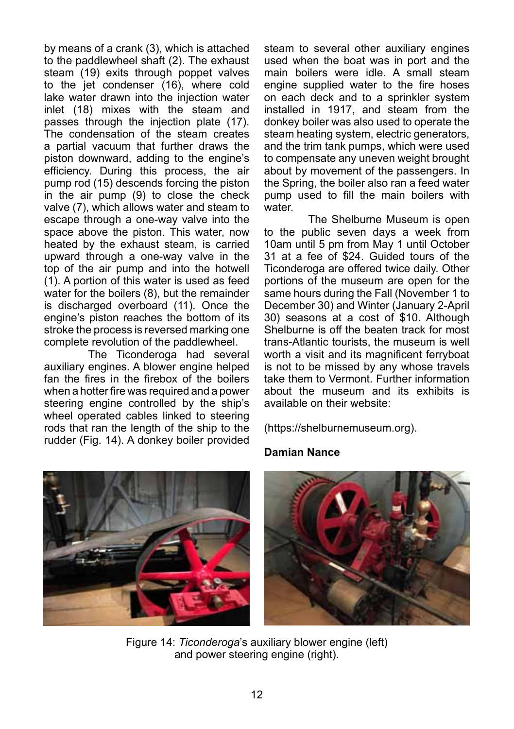by means of a crank (3), which is attached to the paddlewheel shaft (2). The exhaust steam (19) exits through poppet valves to the jet condenser (16), where cold lake water drawn into the injection water inlet (18) mixes with the steam and passes through the injection plate (17). The condensation of the steam creates a partial vacuum that further draws the piston downward, adding to the engine's efficiency. During this process, the air pump rod (15) descends forcing the piston in the air pump (9) to close the check valve (7), which allows water and steam to escape through a one-way valve into the space above the piston. This water, now heated by the exhaust steam, is carried upward through a one-way valve in the top of the air pump and into the hotwell (1). A portion of this water is used as feed water for the boilers (8), but the remainder is discharged overboard (11). Once the engine's piston reaches the bottom of its stroke the process is reversed marking one complete revolution of the paddlewheel.

The Ticonderoga had several auxiliary engines. A blower engine helped fan the fires in the firebox of the boilers when a hotter fire was required and a power steering engine controlled by the ship's wheel operated cables linked to steering rods that ran the length of the ship to the rudder (Fig. 14). A donkey boiler provided steam to several other auxiliary engines used when the boat was in port and the main boilers were idle. A small steam engine supplied water to the fire hoses on each deck and to a sprinkler system installed in 1917, and steam from the donkey boiler was also used to operate the steam heating system, electric generators, and the trim tank pumps, which were used to compensate any uneven weight brought about by movement of the passengers. In the Spring, the boiler also ran a feed water pump used to fill the main boilers with water.

The Shelburne Museum is open to the public seven days a week from 10am until 5 pm from May 1 until October 31 at a fee of $24. Guided tours of the Ticonderoga are offered twice daily. Other portions of the museum are open for the same hours during the Fall (November 1 to December 30) and Winter (January 2-April 30) seasons at a cost of $10. Although Shelburne is off the beaten track for most trans-Atlantic tourists, the museum is well worth a visit and its magnificent ferryboat is not to be missed by any whose travels take them to Vermont. Further information about the museum and its exhibits is available on their website:

(https://shelburnemuseum.org).

**Damian Nance**

Figure 14: *Ticonderoga*'s auxiliary blower engine (left) and power steering engine (right).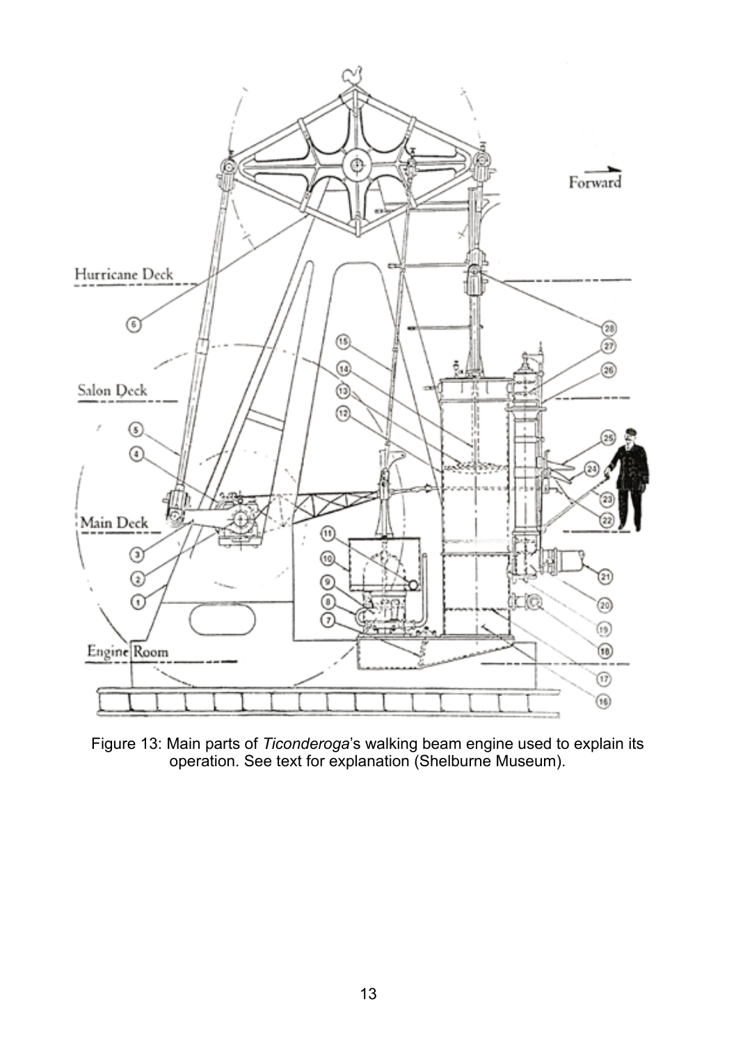Figure 13: Main parts of *Ticonderoga*'s walking beam engine used to explain its operation. See text for explanation (Shelburne Museum).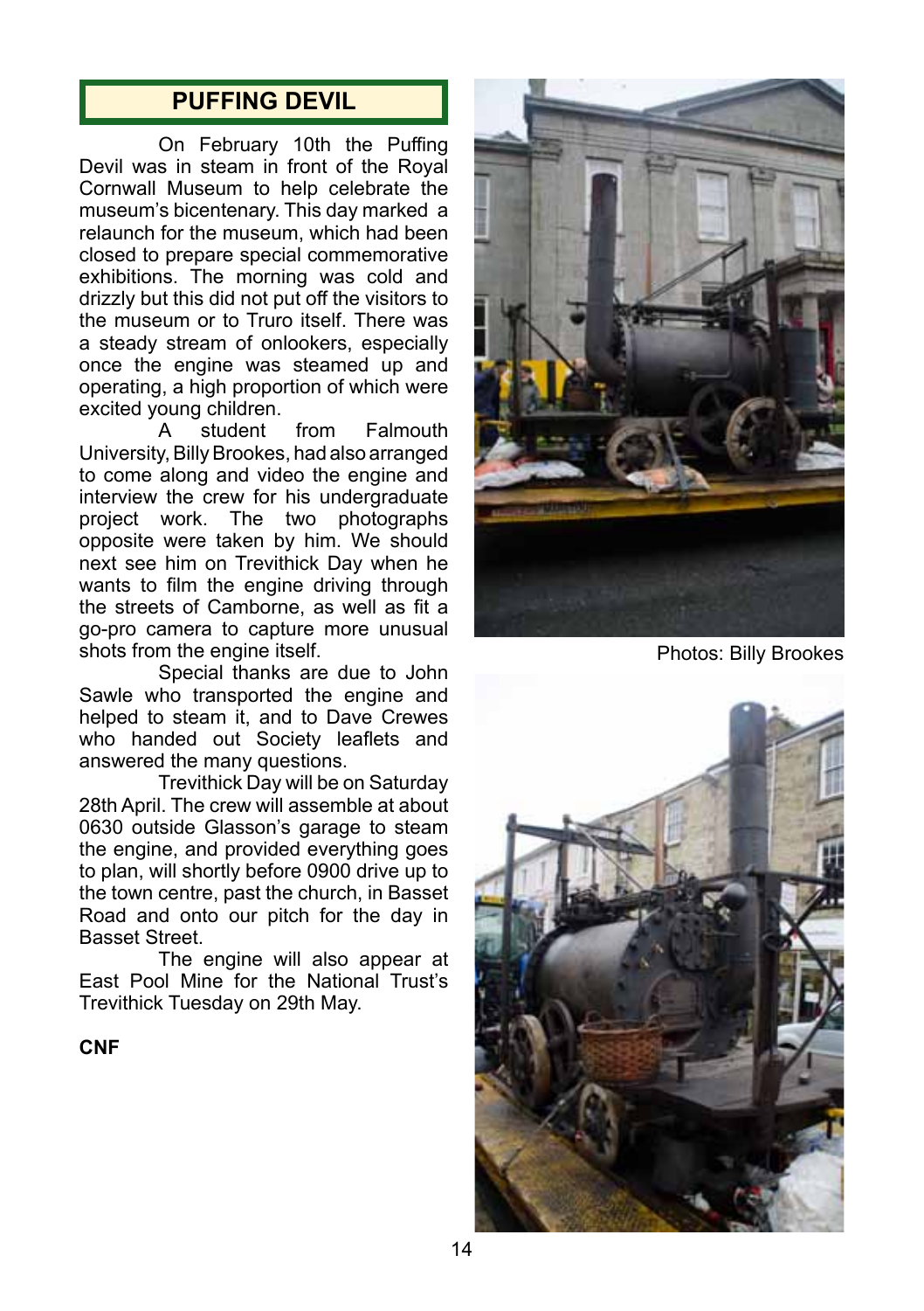## PUFFING DEVIL

On February 10th the Puffing Devil was in steam in front of the Royal Cornwall Museum to help celebrate the museum's bicentenary. This day marked a relaunch for the museum, which had been closed to prepare special commemorative exhibitions. The morning was cold and drizzly but this did not put off the visitors to the museum or to Truro itself. There was a steady stream of onlookers, especially once the engine was steamed up and operating, a high proportion of which were excited young children.

A student from Falmouth University, Billy Brookes, had also arranged to come along and video the engine and interview the crew for his undergraduate project work. The two photographs opposite were taken by him. We should next see him on Trevithick Day when he wants to film the engine driving through the streets of Camborne, as well as fit a go-pro camera to capture more unusual shots from the engine itself.

Special thanks are due to John Sawle who transported the engine and helped to steam it, and to Dave Crewes who handed out Society leaflets and answered the many questions.

Trevithick Day will be on Saturday 28th April. The crew will assemble at about 0630 outside Glasson's garage to steam the engine, and provided everything goes to plan, will shortly before 0900 drive up to the town centre, past the church, in Basset Road and onto our pitch for the day in Basset Street.

The engine will also appear at East Pool Mine for the National Trust's Trevithick Tuesday on 29th May.

**CNF**

Photos: Billy Brookes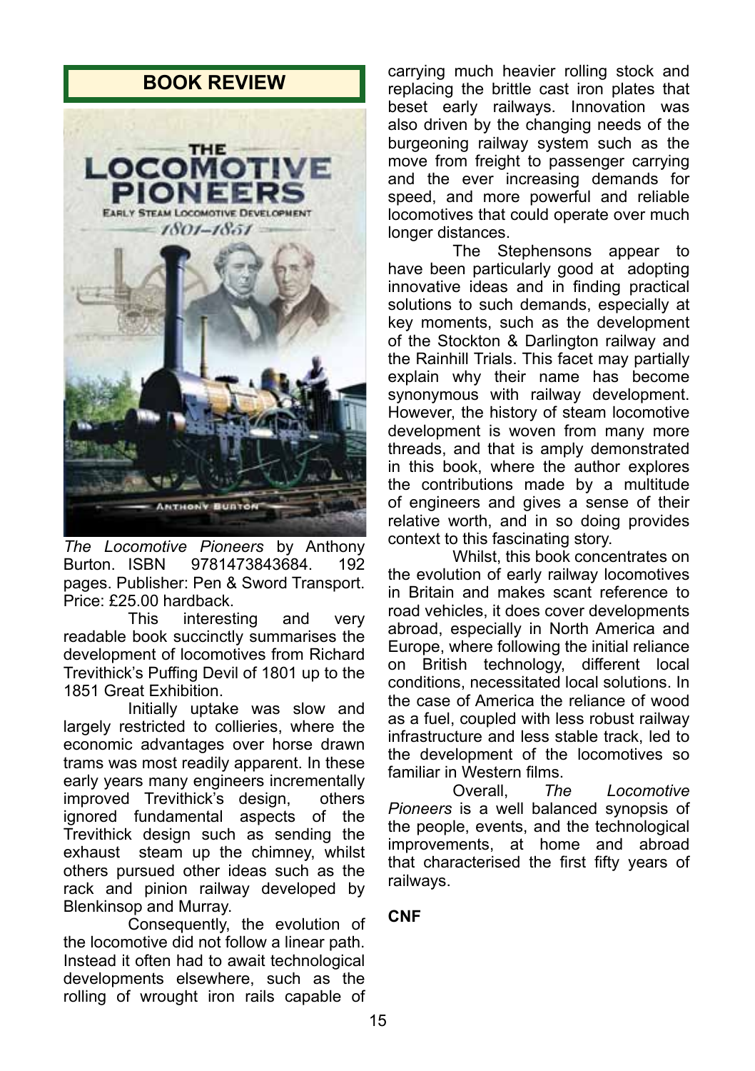## BOOK REVIEW

*The Locomotive Pioneers* by Anthony Burton. ISBN 9781473843684. 192 pages. Publisher: Pen & Sword Transport. Price: £25.00 hardback.

This interesting and very readable book succinctly summarises the development of locomotives from Richard Trevithick's Puffing Devil of 1801 up to the 1851 Great Exhibition.

Initially uptake was slow and largely restricted to collieries, where the economic advantages over horse drawn trams was most readily apparent. In these early years many engineers incrementally improved Trevithick's design, others ignored fundamental aspects of the Trevithick design such as sending the exhaust steam up the chimney, whilst others pursued other ideas such as the rack and pinion railway developed by Blenkinsop and Murray.

Consequently, the evolution of the locomotive did not follow a linear path. Instead it often had to await technological developments elsewhere, such as the rolling of wrought iron rails capable of carrying much heavier rolling stock and replacing the brittle cast iron plates that beset early railways. Innovation was also driven by the changing needs of the burgeoning railway system such as the move from freight to passenger carrying and the ever increasing demands for speed, and more powerful and reliable locomotives that could operate over much longer distances.

The Stephensons appear to have been particularly good at adopting innovative ideas and in finding practical solutions to such demands, especially at key moments, such as the development of the Stockton & Darlington railway and the Rainhill Trials. This facet may partially explain why their name has become synonymous with railway development. However, the history of steam locomotive development is woven from many more threads, and that is amply demonstrated in this book, where the author explores the contributions made by a multitude of engineers and gives a sense of their relative worth, and in so doing provides context to this fascinating story.

Whilst, this book concentrates on the evolution of early railway locomotives in Britain and makes scant reference to road vehicles, it does cover developments abroad, especially in North America and Europe, where following the initial reliance on British technology, different local conditions, necessitated local solutions. In the case of America the reliance of wood as a fuel, coupled with less robust railway infrastructure and less stable track, led to the development of the locomotives so familiar in Western films.

Overall, *The Locomotive Pioneers* is a well balanced synopsis of the people, events, and the technological improvements, at home and abroad that characterised the first fifty years of railways.

**CNF**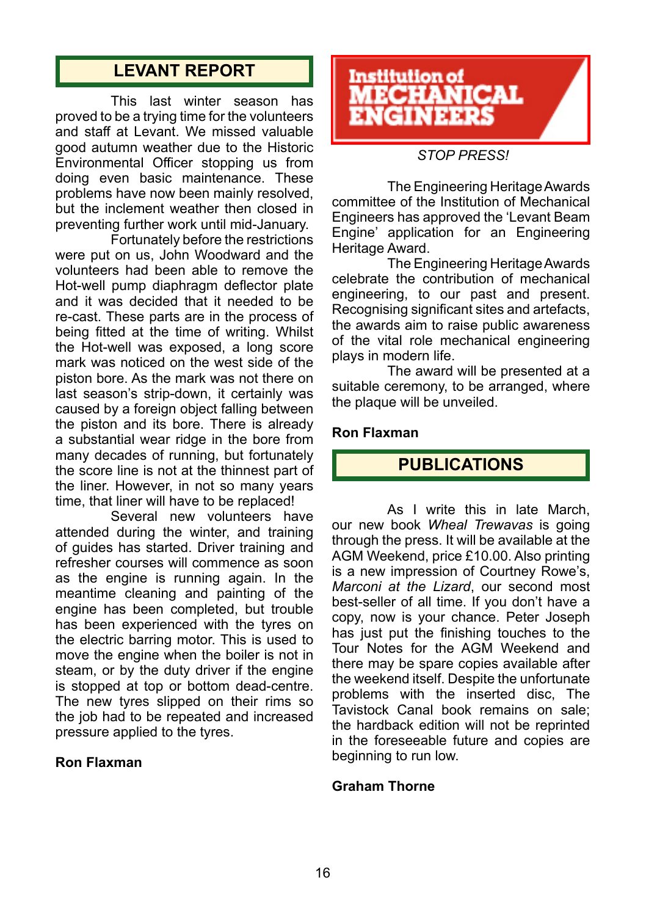## LEVANT REPORT

This last winter season has proved to be a trying time for the volunteers and staff at Levant. We missed valuable good autumn weather due to the Historic Environmental Officer stopping us from doing even basic maintenance. These problems have now been mainly resolved, but the inclement weather then closed in preventing further work until mid-January.

Fortunately before the restrictions were put on us, John Woodward and the volunteers had been able to remove the Hot-well pump diaphragm deflector plate and it was decided that it needed to be re-cast. These parts are in the process of being fitted at the time of writing. Whilst the Hot-well was exposed, a long score mark was noticed on the west side of the piston bore. As the mark was not there on last season's strip-down, it certainly was caused by a foreign object falling between the piston and its bore. There is already a substantial wear ridge in the bore from many decades of running, but fortunately the score line is not at the thinnest part of the liner. However, in not so many years time, that liner will have to be replaced!

Several new volunteers have attended during the winter, and training of guides has started. Driver training and refresher courses will commence as soon as the engine is running again. In the meantime cleaning and painting of the engine has been completed, but trouble has been experienced with the tyres on the electric barring motor. This is used to move the engine when the boiler is not in steam, or by the duty driver if the engine is stopped at top or bottom dead-centre. The new tyres slipped on their rims so the job had to be repeated and increased pressure applied to the tyres.

**Ron Flaxman**

Institution of MECHANICAL ENGINEERS

*STOP PRESS!*

The Engineering Heritage Awards committee of the Institution of Mechanical Engineers has approved the 'Levant Beam Engine' application for an Engineering Heritage Award.

The Engineering Heritage Awards celebrate the contribution of mechanical engineering, to our past and present. Recognising significant sites and artefacts, the awards aim to raise public awareness of the vital role mechanical engineering plays in modern life.

The award will be presented at a suitable ceremony, to be arranged, where the plaque will be unveiled.

**Ron Flaxman**

## PUBLICATIONS

As I write this in late March, our new book *Wheal Trewavas* is going through the press. It will be available at the AGM Weekend, price £10.00. Also printing is a new impression of Courtney Rowe's, *Marconi at the Lizard*, our second most best-seller of all time. If you don't have a copy, now is your chance. Peter Joseph has just put the finishing touches to the Tour Notes for the AGM Weekend and there may be spare copies available after the weekend itself. Despite the unfortunate problems with the inserted disc, The Tavistock Canal book remains on sale; the hardback edition will not be reprinted in the foreseeable future and copies are beginning to run low.

**Graham Thorne**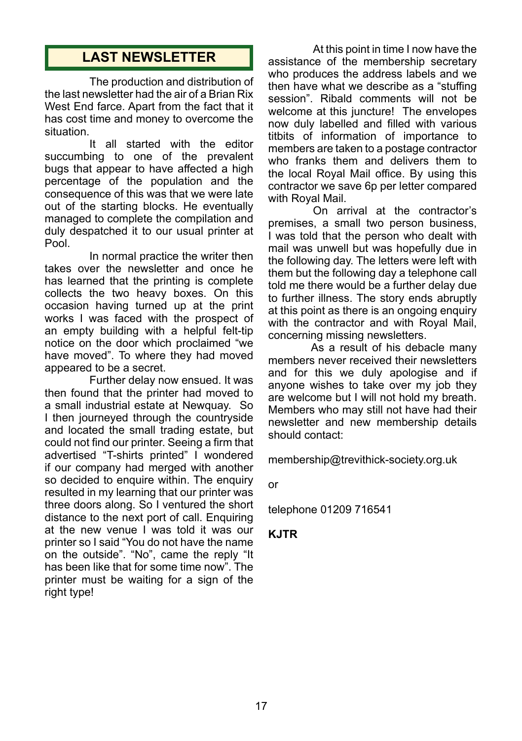## LAST NEWSLETTER

The production and distribution of the last newsletter had the air of a Brian Rix West End farce. Apart from the fact that it has cost time and money to overcome the situation.

It all started with the editor succumbing to one of the prevalent bugs that appear to have affected a high percentage of the population and the consequence of this was that we were late out of the starting blocks. He eventually managed to complete the compilation and duly despatched it to our usual printer at Pool.

In normal practice the writer then takes over the newsletter and once he has learned that the printing is complete collects the two heavy boxes. On this occasion having turned up at the print works I was faced with the prospect of an empty building with a helpful felt-tip notice on the door which proclaimed "we have moved". To where they had moved appeared to be a secret.

Further delay now ensued. It was then found that the printer had moved to a small industrial estate at Newquay. So I then journeyed through the countryside and located the small trading estate, but could not find our printer. Seeing a firm that advertised "T-shirts printed" I wondered if our company had merged with another so decided to enquire within. The enquiry resulted in my learning that our printer was three doors along. So I ventured the short distance to the next port of call. Enquiring at the new venue I was told it was our printer so I said "You do not have the name on the outside". "No", came the reply "It has been like that for some time now". The printer must be waiting for a sign of the right type!

At this point in time I now have the assistance of the membership secretary who produces the address labels and we then have what we describe as a "stuffing session". Ribald comments will not be welcome at this juncture! The envelopes now duly labelled and filled with various titbits of information of importance to members are taken to a postage contractor who franks them and delivers them to the local Royal Mail office. By using this contractor we save 6p per letter compared with Royal Mail.

On arrival at the contractor's premises, a small two person business, I was told that the person who dealt with mail was unwell but was hopefully due in the following day. The letters were left with them but the following day a telephone call told me there would be a further delay due to further illness. The story ends abruptly at this point as there is an ongoing enquiry with the contractor and with Royal Mail, concerning missing newsletters.

As a result of his debacle many members never received their newsletters and for this we duly apologise and if anyone wishes to take over my job they are welcome but I will not hold my breath. Members who may still not have had their newsletter and new membership details should contact:

membership@trevithick-society.org.uk

or

telephone 01209 716541

**KJTR**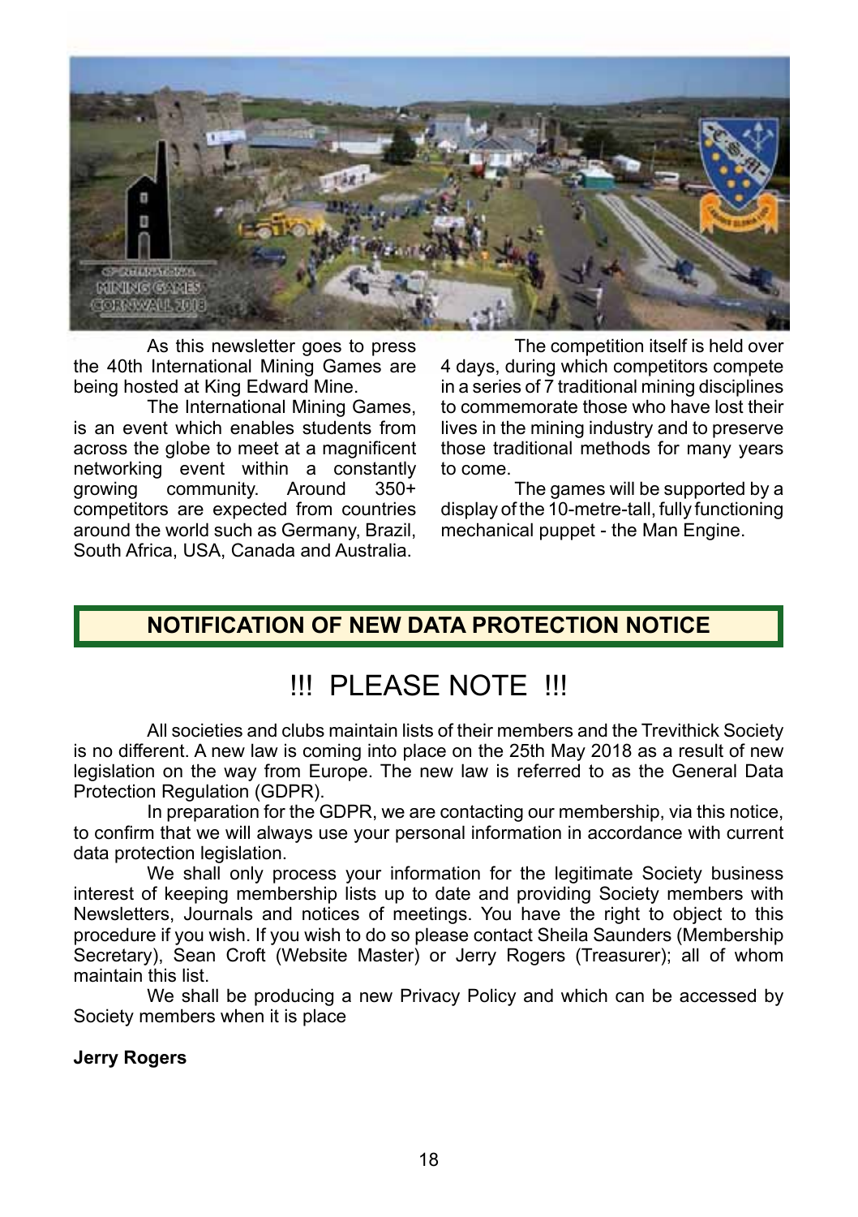As this newsletter goes to press the 40th International Mining Games are being hosted at King Edward Mine.

The International Mining Games, is an event which enables students from across the globe to meet at a magnificent networking event within a constantly growing community. Around 350+ competitors are expected from countries around the world such as Germany, Brazil, South Africa, USA, Canada and Australia.

The competition itself is held over 4 days, during which competitors compete in a series of 7 traditional mining disciplines to commemorate those who have lost their lives in the mining industry and to preserve those traditional methods for many years to come.

The games will be supported by a display of the 10-metre-tall, fully functioning mechanical puppet - the Man Engine.

## NOTIFICATION OF NEW DATA PROTECTION NOTICE

## !!! PLEASE NOTE !!!

All societies and clubs maintain lists of their members and the Trevithick Society is no different. A new law is coming into place on the 25th May 2018 as a result of new legislation on the way from Europe. The new law is referred to as the General Data Protection Regulation (GDPR).

In preparation for the GDPR, we are contacting our membership, via this notice, to confirm that we will always use your personal information in accordance with current data protection legislation.

We shall only process your information for the legitimate Society business interest of keeping membership lists up to date and providing Society members with Newsletters, Journals and notices of meetings. You have the right to object to this procedure if you wish. If you wish to do so please contact Sheila Saunders (Membership Secretary), Sean Croft (Website Master) or Jerry Rogers (Treasurer); all of whom maintain this list.

We shall be producing a new Privacy Policy and which can be accessed by Society members when it is place

**Jerry Rogers**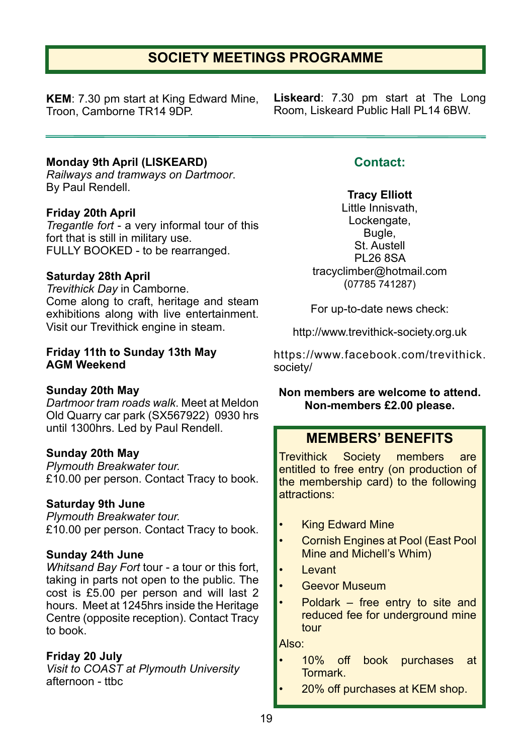# SOCIETY MEETINGS PROGRAMME

**KEM**: 7.30 pm start at King Edward Mine, Troon, Camborne TR14 9DP.

**Liskeard**: 7.30 pm start at The Long Room, Liskeard Public Hall PL14 6BW.

---

**Monday 9th April (LISKEARD)**
*Railways and tramways on Dartmoor*.
By Paul Rendell.

**Friday 20th April**
*Tregantle fort* - a very informal tour of this fort that is still in military use.
FULLY BOOKED - to be rearranged.

**Saturday 28th April**
*Trevithick Day* in Camborne.
Come along to craft, heritage and steam exhibitions along with live entertainment. Visit our Trevithick engine in steam.

**Friday 11th to Sunday 13th May**
**AGM Weekend**

**Sunday 20th May**
*Dartmoor tram roads walk*. Meet at Meldon Old Quarry car park (SX567922) 0930 hrs until 1300hrs. Led by Paul Rendell.

**Sunday 20th May**
*Plymouth Breakwater tour.*
£10.00 per person. Contact Tracy to book.

**Saturday 9th June**
*Plymouth Breakwater tour.*
£10.00 per person. Contact Tracy to book.

**Sunday 24th June**
*Whitsand Bay Fort* tour - a tour or this fort, taking in parts not open to the public. The cost is £5.00 per person and will last 2 hours. Meet at 1245hrs inside the Heritage Centre (opposite reception). Contact Tracy to book.

**Friday 20 July**
*Visit to COAST at Plymouth University*
afternoon - ttbc

## Contact:

**Tracy Elliott**
Little Innisvath,
Lockengate,
Bugle,
St. Austell
PL26 8SA
tracyclimber@hotmail.com
(07785 741287)

For up-to-date news check:

http://www.trevithick-society.org.uk

https://www.facebook.com/trevithick.society/

**Non members are welcome to attend.**
**Non-members £2.00 please.**

## MEMBERS' BENEFITS

Trevithick Society members are entitled to free entry (on production of the membership card) to the following attractions:

- King Edward Mine
- Cornish Engines at Pool (East Pool Mine and Michell's Whim)
- Levant
- Geevor Museum
- Poldark – free entry to site and reduced fee for underground mine tour

Also:

- 10% off book purchases at Tormark.
- 20% off purchases at KEM shop.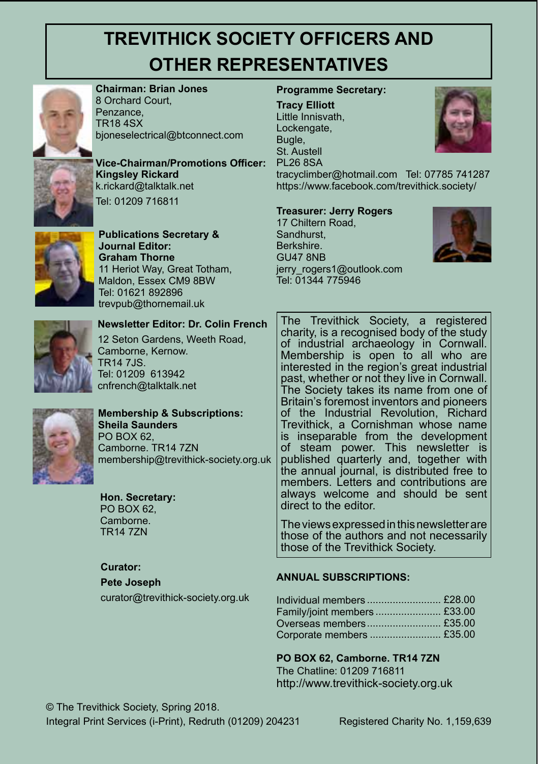# TREVITHICK SOCIETY OFFICERS AND OTHER REPRESENTATIVES

**Chairman: Brian Jones**
8 Orchard Court,
Penzance,
TR18 4SX
bjoneselectrical@btconnect.com

**Vice-Chairman/Promotions Officer:**
**Kingsley Rickard**
k.rickard@talktalk.net
Tel: 01209 716811

**Publications Secretary & Journal Editor:**
**Graham Thorne**
11 Heriot Way, Great Totham,
Maldon, Essex CM9 8BW
Tel: 01621 892896
trevpub@thornemail.uk

**Newsletter Editor: Dr. Colin French**
12 Seton Gardens, Weeth Road,
Camborne, Kernow.
TR14 7JS.
Tel: 01209 613942
cnfrench@talktalk.net

**Membership & Subscriptions:**
**Sheila Saunders**
PO BOX 62,
Camborne. TR14 7ZN
membership@trevithick-society.org.uk

**Hon. Secretary:**
PO BOX 62,
Camborne.
TR14 7ZN

**Curator:**
**Pete Joseph**
curator@trevithick-society.org.uk

**Programme Secretary:**
**Tracy Elliott**
Little Innisvath,
Lockengate,
Bugle,
St. Austell
PL26 8SA
tracyclimber@hotmail.com Tel: 07785 741287
https://www.facebook.com/trevithick.society/

**Treasurer: Jerry Rogers**
17 Chiltern Road,
Sandhurst,
Berkshire.
GU47 8NB
jerry_rogers1@outlook.com
Tel: 01344 775946

The Trevithick Society, a registered charity, is a recognised body of the study of industrial archaeology in Cornwall. Membership is open to all who are interested in the region's great industrial past, whether or not they live in Cornwall. The Society takes its name from one of Britain's foremost inventors and pioneers of the Industrial Revolution, Richard Trevithick, a Cornishman whose name is inseparable from the development of steam power. This newsletter is published quarterly and, together with the annual journal, is distributed free to members. Letters and contributions are always welcome and should be sent direct to the editor.

The views expressed in this newsletter are those of the authors and not necessarily those of the Trevithick Society.

**ANNUAL SUBSCRIPTIONS:**

Individual members .......................... £28.00
Family/joint members ....................... £33.00
Overseas members .......................... £35.00
Corporate members ......................... £35.00

**PO BOX 62, Camborne. TR14 7ZN**
The Chatline: 01209 716811
http://www.trevithick-society.org.uk

© The Trevithick Society, Spring 2018.
Integral Print Services (i-Print), Redruth (01209) 204231

Registered Charity No. 1,159,639